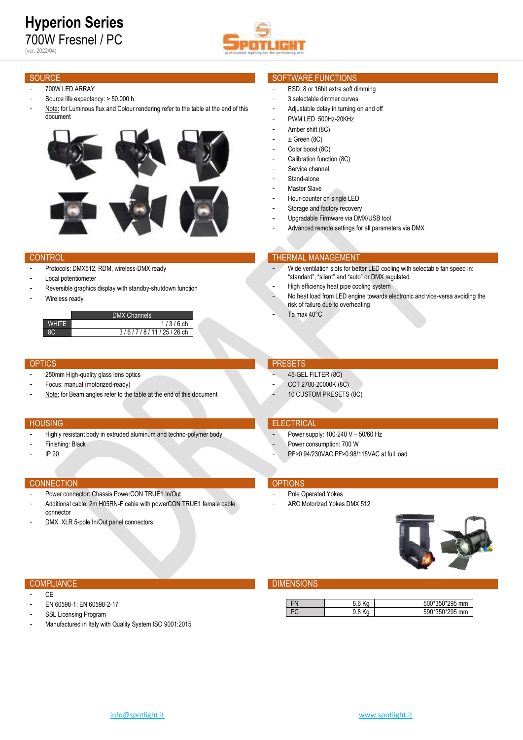# Hyperion Series

700W Fresnel / PC

(ver. 2022/04)

## SOURCE

- 700W LED ARRAY
- Source life expectancy: > 50.000 h
- Note: for Luminous flux and Colour rendering refer to the table at the end of this document

## SOFTWARE FUNCTIONS

- ESD: 8 or 16bit extra soft dimming
- 3 selectable dimmer curves
- Adjustable delay in turning on and off
- PWM LED 500Hz-20KHz
- Amber shift (8C)
- ± Green (8C)
- Color boost (8C)
- Calibration function (8C)
- Service channel
- Stand-alone
- Master Slave
- Hour-counter on single LED
- Storage and factory recovery
- Upgradable Firmware via DMX/USB tool
- Advanced remote settings for all parameters via DMX

## CONTROL

- Protocols: DMX512, RDM, wireless-DMX ready
- Local potentiometer
- Reversible graphics display with standby-shutdown function
- Wireless ready

| | DMX Channels |
|---|---|
| WHITE | 1 / 3 / 6 ch |
| 8C | 3 / 6 / 7 / 8 / 11 / 25 / 26 ch |

## THERMAL MANAGEMENT

- Wide ventilation slots for better LED cooling with selectable fan speed in: “standard”, “silent” and “auto” or DMX regulated
- High efficiency heat pipe cooling system
- No heat load from LED engine towards electronic and vice-versa avoiding the risk of failure due to overheating
- Ta max 40°C

## OPTICS

- 250mm High-quality glass lens optics
- Focus: manual (motorized-ready)
- Note: for Beam angles refer to the table at the end of this document

## PRESETS

- 45-GEL FILTER (8C)
- CCT 2700-20000K (8C)
- 10 CUSTOM PRESETS (8C)

## HOUSING

- Highly resistant body in extruded aluminum and techno-polymer body
- Finishing: Black
- IP 20

## ELECTRICAL

- Power supply: 100-240 V – 50/60 Hz
- Power consumption: 700 W
- PF>0.94/230VAC PF>0.98/115VAC at full load

## CONNECTION

- Power connector: Chassis PowerCON TRUE1 In/Out
- Additional cable: 2m H05RN-F cable with powerCON TRUE1 female cable connector
- DMX: XLR 5-pole In/Out panel connectors

## OPTIONS

- Pole Operated Yokes
- ARC Motorized Yokes DMX 512

## COMPLIANCE

- CE
- EN 60598-1; EN 60598-2-17
- SSL Licensing Program
- Manufactured in Italy with Quality System ISO 9001:2015

## DIMENSIONS

| | | |
|---|---|---|
| FN | 8.6 Kg | 500\*350\*295 mm |
| PC | 9.8 Kg | 590\*350\*295 mm |

info@spotlight.it www.spotlight.it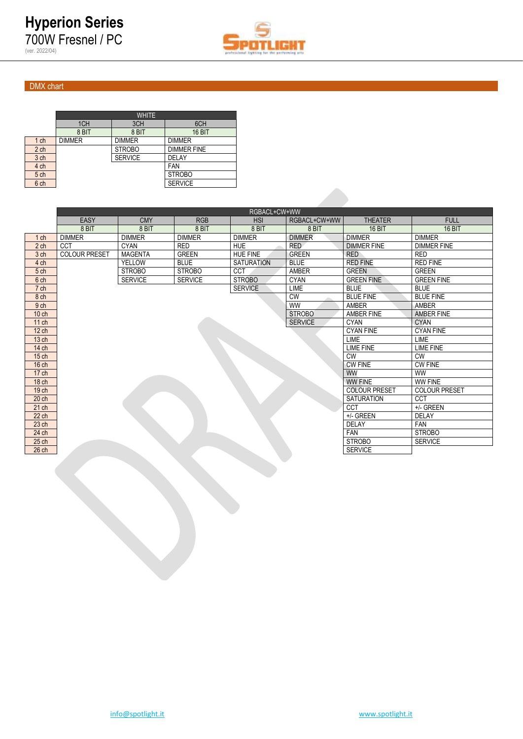# Hyperion Series

700W Fresnel / PC

(ver. 2022/04)

## DMX chart

| | WHITE | | |
|---|---|---|---|
| | 1CH | 3CH | 6CH |
| | 8 BIT | 8 BIT | 16 BIT |
| 1 ch | DIMMER | DIMMER | DIMMER |
| 2 ch | | STROBO | DIMMER FINE |
| 3 ch | | SERVICE | DELAY |
| 4 ch | | | FAN |
| 5 ch | | | STROBO |
| 6 ch | | | SERVICE |

| | RGBACL+CW+WW | | | | | | |
|---|---|---|---|---|---|---|---|
| | EASY | CMY | RGB | HSI | RGBACL+CW+WW | THEATER | FULL |
| | 8 BIT | 8 BIT | 8 BIT | 8 BIT | 8 BIT | 16 BIT | 16 BIT |
| 1 ch | DIMMER | DIMMER | DIMMER | DIMMER | DIMMER | DIMMER | DIMMER |
| 2 ch | CCT | CYAN | RED | HUE | RED | DIMMER FINE | DIMMER FINE |
| 3 ch | COLOUR PRESET | MAGENTA | GREEN | HUE FINE | GREEN | RED | RED |
| 4 ch | | YELLOW | BLUE | SATURATION | BLUE | RED FINE | RED FINE |
| 5 ch | | STROBO | STROBO | CCT | AMBER | GREEN | GREEN |
| 6 ch | | SERVICE | SERVICE | STROBO | CYAN | GREEN FINE | GREEN FINE |
| 7 ch | | | | SERVICE | LIME | BLUE | BLUE |
| 8 ch | | | | | CW | BLUE FINE | BLUE FINE |
| 9 ch | | | | | WW | AMBER | AMBER |
| 10 ch | | | | | STROBO | AMBER FINE | AMBER FINE |
| 11 ch | | | | | SERVICE | CYAN | CYAN |
| 12 ch | | | | | | CYAN FINE | CYAN FINE |
| 13 ch | | | | | | LIME | LIME |
| 14 ch | | | | | | LIME FINE | LIME FINE |
| 15 ch | | | | | | CW | CW |
| 16 ch | | | | | | CW FINE | CW FINE |
| 17 ch | | | | | | WW | WW |
| 18 ch | | | | | | WW FINE | WW FINE |
| 19 ch | | | | | | COLOUR PRESET | COLOUR PRESET |
| 20 ch | | | | | | SATURATION | CCT |
| 21 ch | | | | | | CCT | +/- GREEN |
| 22 ch | | | | | | +/- GREEN | DELAY |
| 23 ch | | | | | | DELAY | FAN |
| 24 ch | | | | | | FAN | STROBO |
| 25 ch | | | | | | STROBO | SERVICE |
| 26 ch | | | | | | SERVICE | |

info@spotlight.it www.spotlight.it